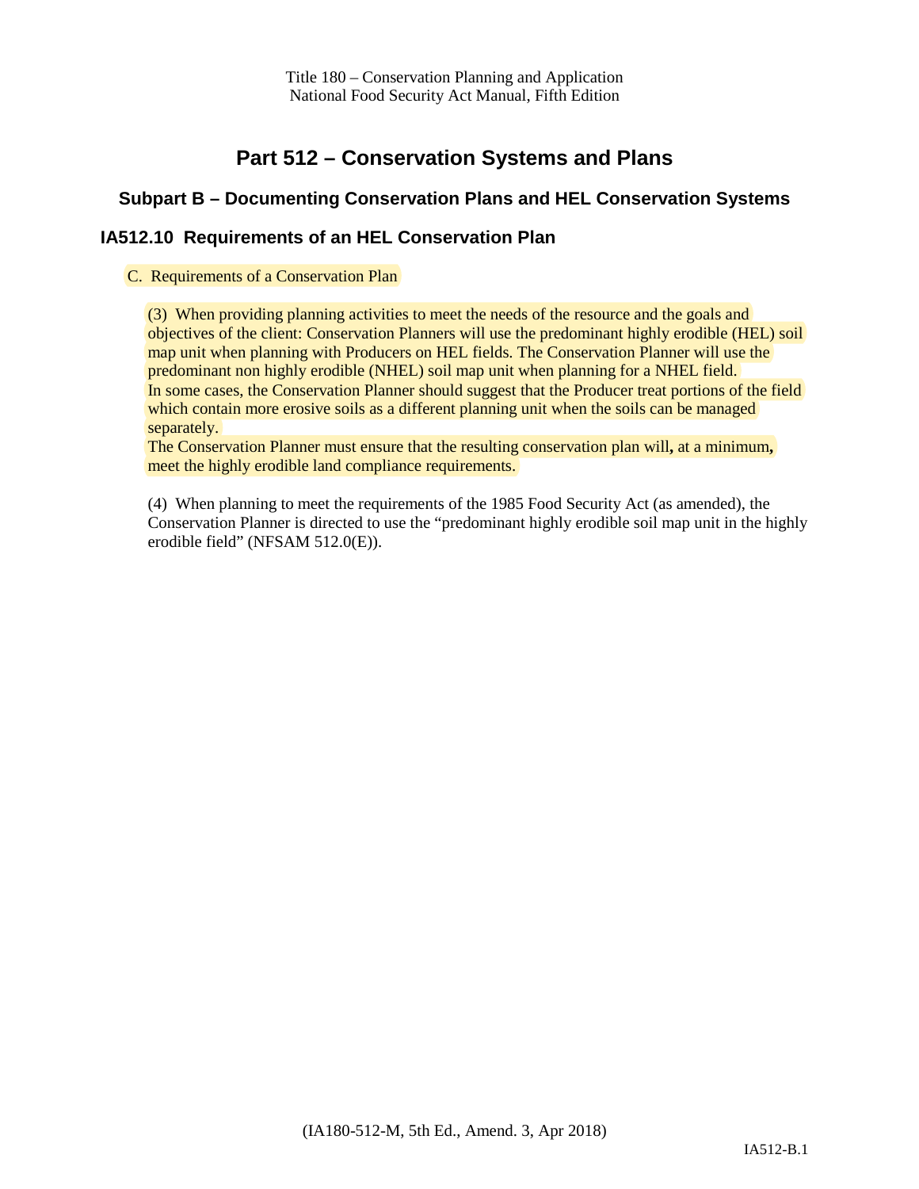# Part 512 – Conservation Systems and Plans

## Subpart B – Documenting Conservation Plans and HEL Conservation Systems

### IA512.10 Requirements of an HEL Conservation Plan

C. Requirements of a Conservation Plan

(3) When providing planning activities to meet the needs of the resource and the goals and objectives of the client: Conservation Planners will use the predominant highly erodible (HEL) soil map unit when planning with Producers on HEL fields. The Conservation Planner will use the predominant non highly erodible (NHEL) soil map unit when planning for a NHEL field.
In some cases, the Conservation Planner should suggest that the Producer treat portions of the field which contain more erosive soils as a different planning unit when the soils can be managed separately.
The Conservation Planner must ensure that the resulting conservation plan will**,** at a minimum**,** meet the highly erodible land compliance requirements.

(4) When planning to meet the requirements of the 1985 Food Security Act (as amended), the Conservation Planner is directed to use the "predominant highly erodible soil map unit in the highly erodible field" (NFSAM 512.0(E)).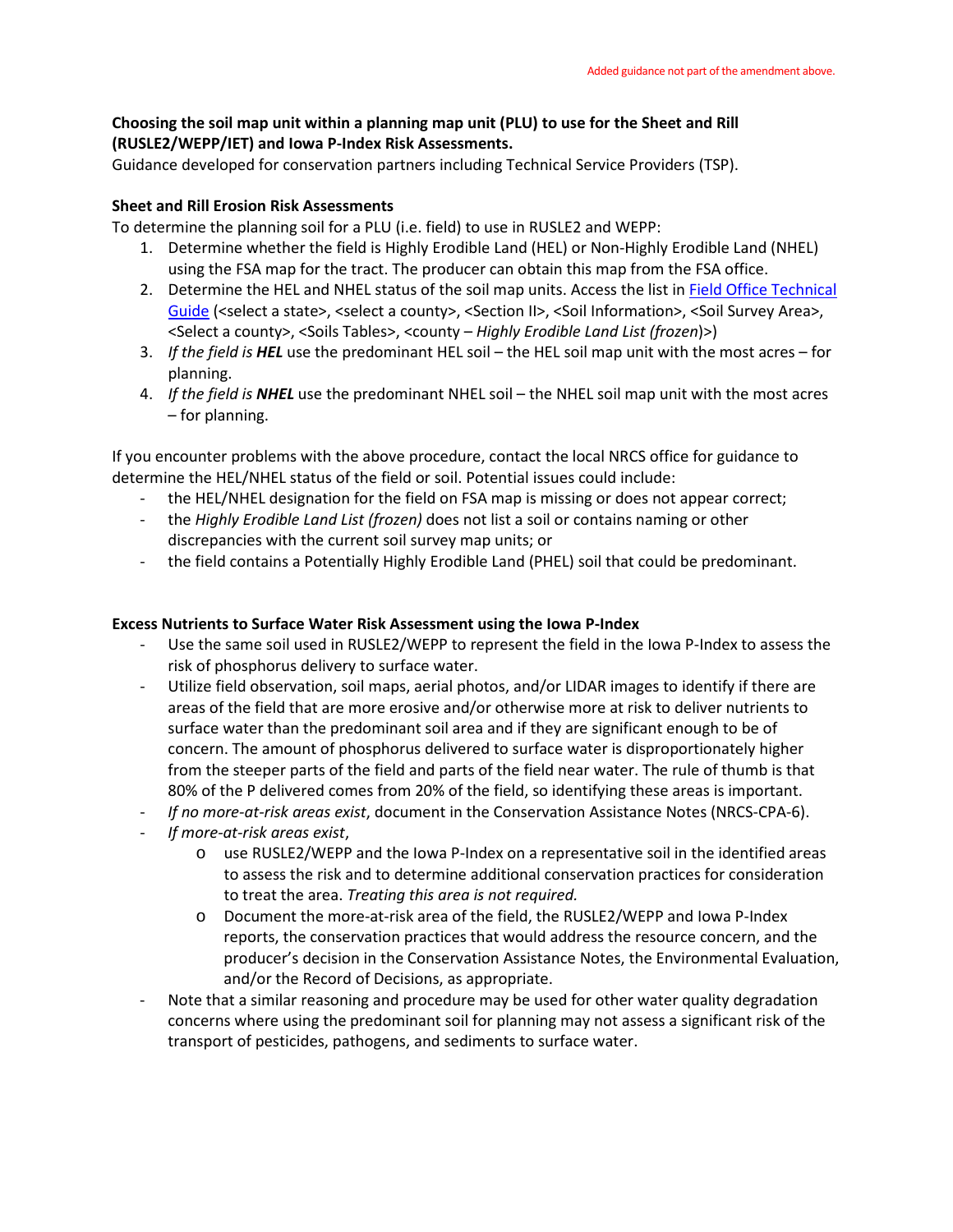Added guidance not part of the amendment above.

**Choosing the soil map unit within a planning map unit (PLU) to use for the Sheet and Rill (RUSLE2/WEPP/IET) and Iowa P-Index Risk Assessments.**

Guidance developed for conservation partners including Technical Service Providers (TSP).

**Sheet and Rill Erosion Risk Assessments**

To determine the planning soil for a PLU (i.e. field) to use in RUSLE2 and WEPP:

1. Determine whether the field is Highly Erodible Land (HEL) or Non-Highly Erodible Land (NHEL) using the FSA map for the tract. The producer can obtain this map from the FSA office.
2. Determine the HEL and NHEL status of the soil map units. Access the list in Field Office Technical Guide (<select a state>, <select a county>, <Section II>, <Soil Information>, <Soil Survey Area>, <Select a county>, <Soils Tables>, <county – *Highly Erodible Land List (frozen*)>)
3. *If the field is* ***HEL*** use the predominant HEL soil – the HEL soil map unit with the most acres – for planning.
4. *If the field is* ***NHEL*** use the predominant NHEL soil – the NHEL soil map unit with the most acres – for planning.

If you encounter problems with the above procedure, contact the local NRCS office for guidance to determine the HEL/NHEL status of the field or soil. Potential issues could include:

- the HEL/NHEL designation for the field on FSA map is missing or does not appear correct;
- the *Highly Erodible Land List (frozen)* does not list a soil or contains naming or other discrepancies with the current soil survey map units; or
- the field contains a Potentially Highly Erodible Land (PHEL) soil that could be predominant.

**Excess Nutrients to Surface Water Risk Assessment using the Iowa P-Index**

- Use the same soil used in RUSLE2/WEPP to represent the field in the Iowa P-Index to assess the risk of phosphorus delivery to surface water.
- Utilize field observation, soil maps, aerial photos, and/or LIDAR images to identify if there are areas of the field that are more erosive and/or otherwise more at risk to deliver nutrients to surface water than the predominant soil area and if they are significant enough to be of concern. The amount of phosphorus delivered to surface water is disproportionately higher from the steeper parts of the field and parts of the field near water. The rule of thumb is that 80% of the P delivered comes from 20% of the field, so identifying these areas is important.
- *If no more-at-risk areas exist*, document in the Conservation Assistance Notes (NRCS-CPA-6).
- *If more-at-risk areas exist*,
  - use RUSLE2/WEPP and the Iowa P-Index on a representative soil in the identified areas to assess the risk and to determine additional conservation practices for consideration to treat the area. *Treating this area is not required.*
  - Document the more-at-risk area of the field, the RUSLE2/WEPP and Iowa P-Index reports, the conservation practices that would address the resource concern, and the producer's decision in the Conservation Assistance Notes, the Environmental Evaluation, and/or the Record of Decisions, as appropriate.
- Note that a similar reasoning and procedure may be used for other water quality degradation concerns where using the predominant soil for planning may not assess a significant risk of the transport of pesticides, pathogens, and sediments to surface water.